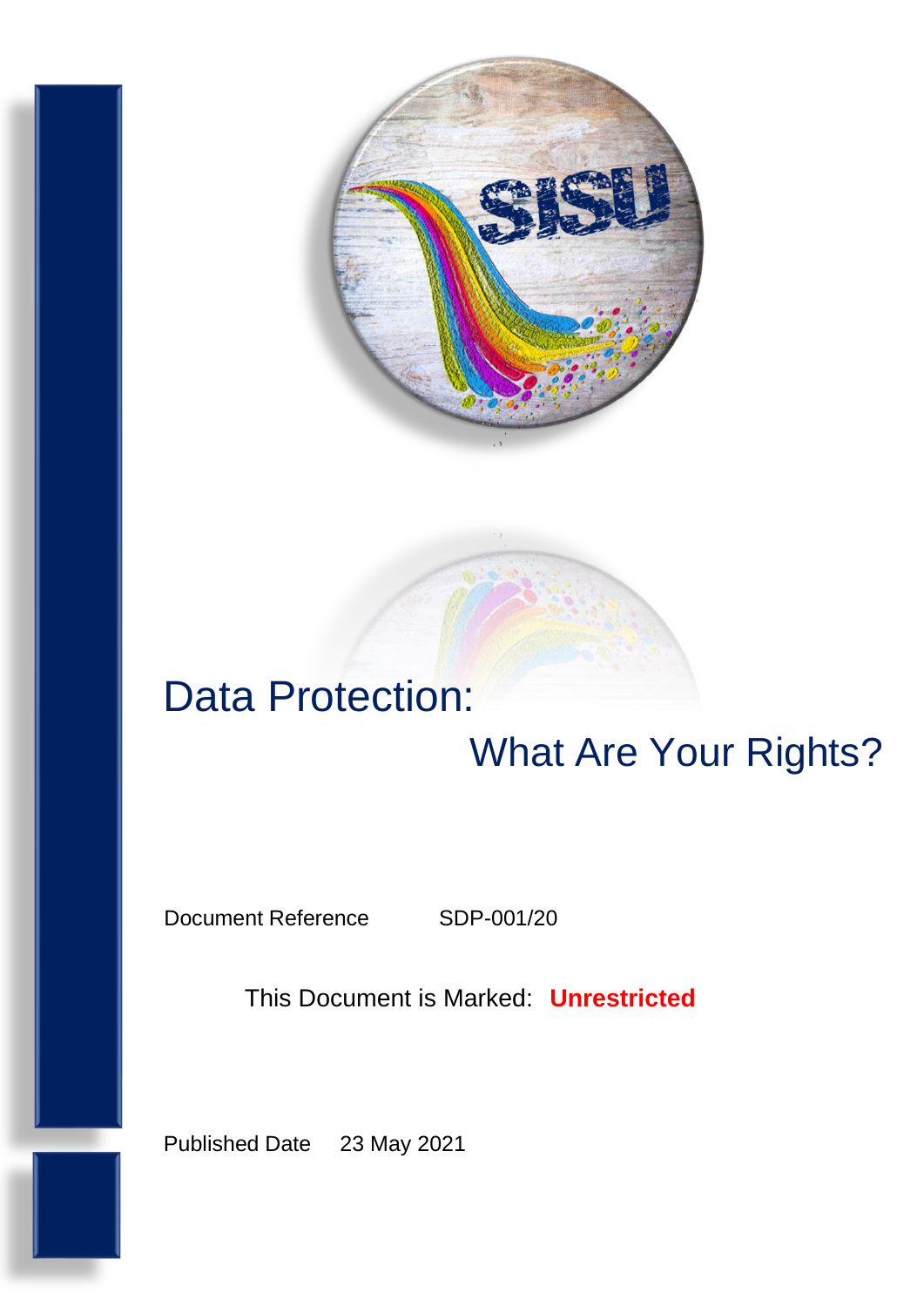# Data Protection:

## What Are Your Rights?

Document Reference SDP-001/20

This Document is Marked: **Unrestricted**

Published Date 23 May 2021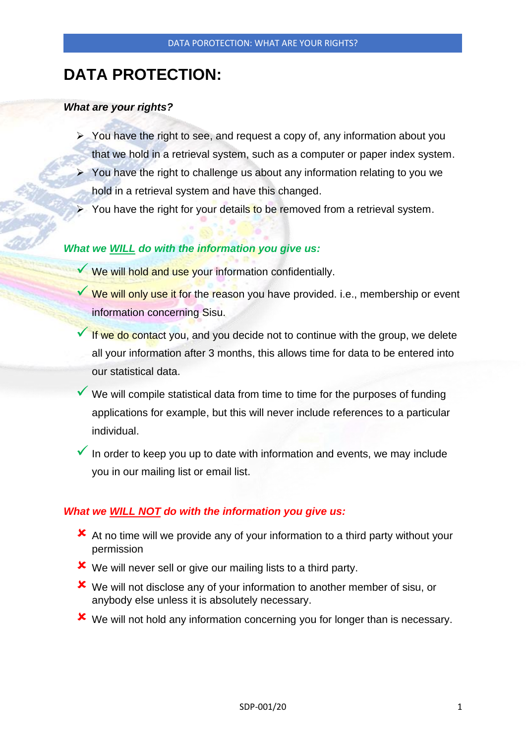# DATA PROTECTION:

***What are your rights?***

- You have the right to see, and request a copy of, any information about you that we hold in a retrieval system, such as a computer or paper index system.
- You have the right to challenge us about any information relating to you we hold in a retrieval system and have this changed.
- You have the right for your details to be removed from a retrieval system.

***What we <u>WILL</u> do with the information you give us:***

- ✓ We will hold and use your information confidentially.
- ✓ We will only use it for the reason you have provided. i.e., membership or event information concerning Sisu.
- ✓ If we do contact you, and you decide not to continue with the group, we delete all your information after 3 months, this allows time for data to be entered into our statistical data.
- ✓ We will compile statistical data from time to time for the purposes of funding applications for example, but this will never include references to a particular individual.
- ✓ In order to keep you up to date with information and events, we may include you in our mailing list or email list.

***What we <u>WILL NOT</u> do with the information you give us:***

- ✘ At no time will we provide any of your information to a third party without your permission
- ✘ We will never sell or give our mailing lists to a third party.
- ✘ We will not disclose any of your information to another member of sisu, or anybody else unless it is absolutely necessary.
- ✘ We will not hold any information concerning you for longer than is necessary.

SDP-001/20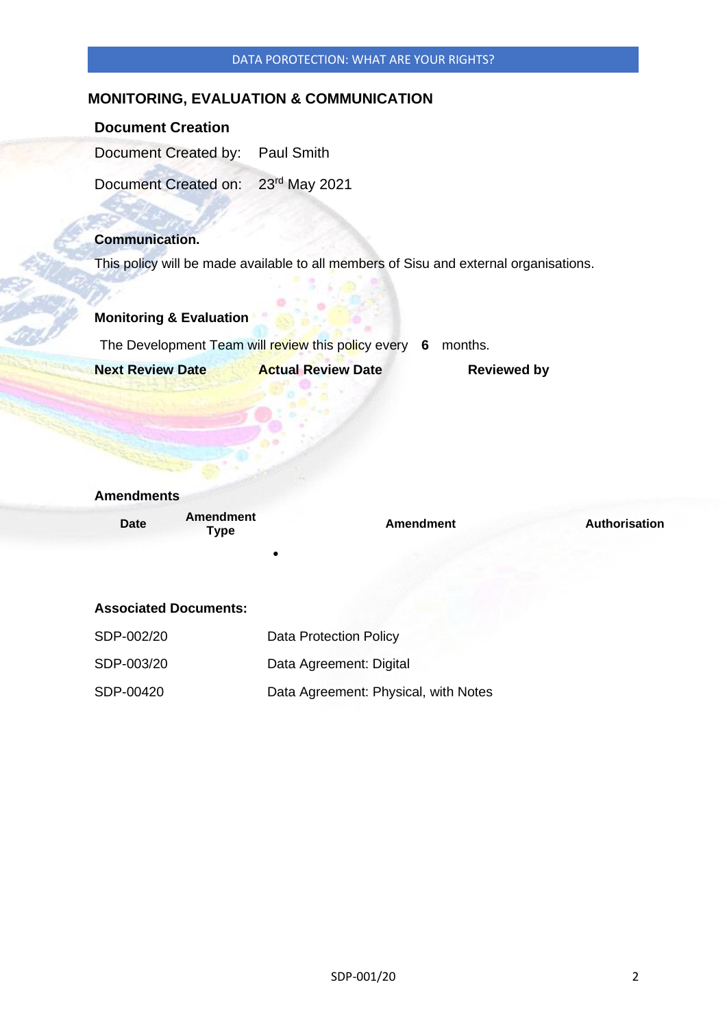## MONITORING, EVALUATION & COMMUNICATION

### Document Creation

Document Created by: Paul Smith

Document Created on: 23rd May 2021

### Communication.

This policy will be made available to all members of Sisu and external organisations.

### Monitoring & Evaluation

The Development Team will review this policy every **6** months.

| Next Review Date | Actual Review Date | Reviewed by |
|---|---|---|
| | | |

### Amendments

| Date | Amendment Type | Amendment | Authorisation |
|---|---|---|---|
| | | • | |

### Associated Documents:

| | |
|---|---|
| SDP-002/20 | Data Protection Policy |
| SDP-003/20 | Data Agreement: Digital |
| SDP-00420 | Data Agreement: Physical, with Notes |